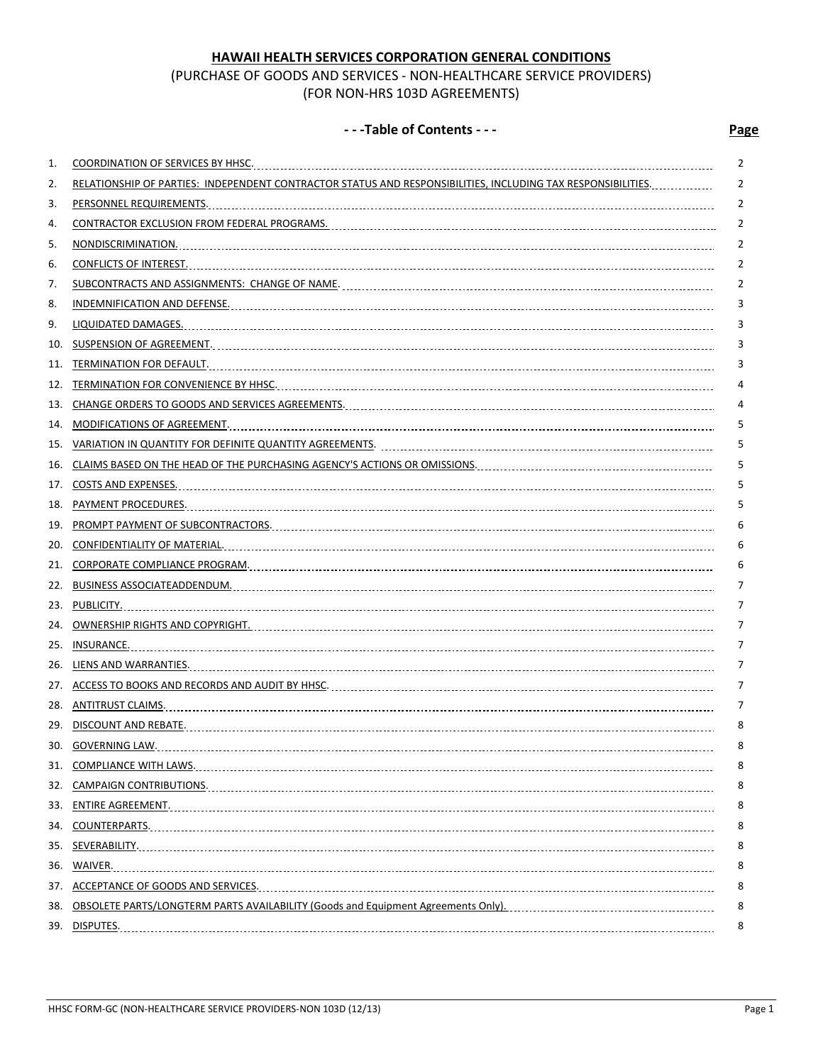# HAWAII HEALTH SERVICES CORPORATION GENERAL CONDITIONS

(PURCHASE OF GOODS AND SERVICES - NON-HEALTHCARE SERVICE PROVIDERS)
(FOR NON-HRS 103D AGREEMENTS)

## - - -Table of Contents - - -

| | | Page |
|---|---|---|
| 1. | COORDINATION OF SERVICES BY HHSC. | 2 |
| 2. | RELATIONSHIP OF PARTIES: INDEPENDENT CONTRACTOR STATUS AND RESPONSIBILITIES, INCLUDING TAX RESPONSIBILITIES. | 2 |
| 3. | PERSONNEL REQUIREMENTS. | 2 |
| 4. | CONTRACTOR EXCLUSION FROM FEDERAL PROGRAMS. | 2 |
| 5. | NONDISCRIMINATION. | 2 |
| 6. | CONFLICTS OF INTEREST. | 2 |
| 7. | SUBCONTRACTS AND ASSIGNMENTS: CHANGE OF NAME. | 2 |
| 8. | INDEMNIFICATION AND DEFENSE. | 3 |
| 9. | LIQUIDATED DAMAGES. | 3 |
| 10. | SUSPENSION OF AGREEMENT. | 3 |
| 11. | TERMINATION FOR DEFAULT. | 3 |
| 12. | TERMINATION FOR CONVENIENCE BY HHSC. | 4 |
| 13. | CHANGE ORDERS TO GOODS AND SERVICES AGREEMENTS. | 4 |
| 14. | MODIFICATIONS OF AGREEMENT. | 5 |
| 15. | VARIATION IN QUANTITY FOR DEFINITE QUANTITY AGREEMENTS. | 5 |
| 16. | CLAIMS BASED ON THE HEAD OF THE PURCHASING AGENCY'S ACTIONS OR OMISSIONS. | 5 |
| 17. | COSTS AND EXPENSES. | 5 |
| 18. | PAYMENT PROCEDURES. | 5 |
| 19. | PROMPT PAYMENT OF SUBCONTRACTORS. | 6 |
| 20. | CONFIDENTIALITY OF MATERIAL. | 6 |
| 21. | CORPORATE COMPLIANCE PROGRAM. | 6 |
| 22. | BUSINESS ASSOCIATEADDENDUM. | 7 |
| 23. | PUBLICITY. | 7 |
| 24. | OWNERSHIP RIGHTS AND COPYRIGHT. | 7 |
| 25. | INSURANCE. | 7 |
| 26. | LIENS AND WARRANTIES. | 7 |
| 27. | ACCESS TO BOOKS AND RECORDS AND AUDIT BY HHSC. | 7 |
| 28. | ANTITRUST CLAIMS. | 7 |
| 29. | DISCOUNT AND REBATE. | 8 |
| 30. | GOVERNING LAW. | 8 |
| 31. | COMPLIANCE WITH LAWS. | 8 |
| 32. | CAMPAIGN CONTRIBUTIONS. | 8 |
| 33. | ENTIRE AGREEMENT. | 8 |
| 34. | COUNTERPARTS. | 8 |
| 35. | SEVERABILITY. | 8 |
| 36. | WAIVER. | 8 |
| 37. | ACCEPTANCE OF GOODS AND SERVICES. | 8 |
| 38. | OBSOLETE PARTS/LONGTERM PARTS AVAILABILITY (Goods and Equipment Agreements Only). | 8 |
| 39. | DISPUTES. | 8 |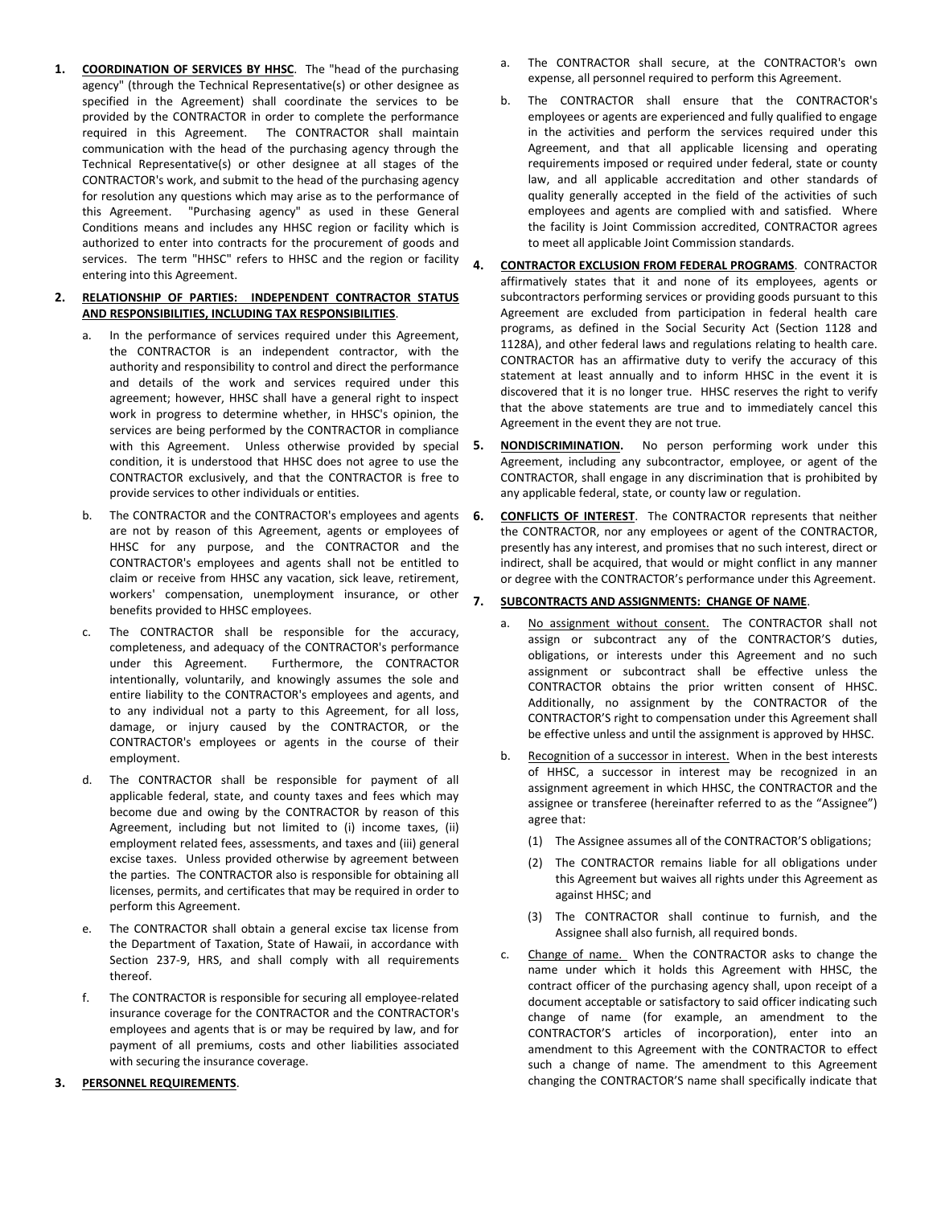1. **COORDINATION OF SERVICES BY HHSC**. The "head of the purchasing agency" (through the Technical Representative(s) or other designee as specified in the Agreement) shall coordinate the services to be provided by the CONTRACTOR in order to complete the performance required in this Agreement. The CONTRACTOR shall maintain communication with the head of the purchasing agency through the Technical Representative(s) or other designee at all stages of the CONTRACTOR's work, and submit to the head of the purchasing agency for resolution any questions which may arise as to the performance of this Agreement. "Purchasing agency" as used in these General Conditions means and includes any HHSC region or facility which is authorized to enter into contracts for the procurement of goods and services. The term "HHSC" refers to HHSC and the region or facility entering into this Agreement.

2. **RELATIONSHIP OF PARTIES: INDEPENDENT CONTRACTOR STATUS AND RESPONSIBILITIES, INCLUDING TAX RESPONSIBILITIES**.

   a. In the performance of services required under this Agreement, the CONTRACTOR is an independent contractor, with the authority and responsibility to control and direct the performance and details of the work and services required under this agreement; however, HHSC shall have a general right to inspect work in progress to determine whether, in HHSC's opinion, the services are being performed by the CONTRACTOR in compliance with this Agreement. Unless otherwise provided by special condition, it is understood that HHSC does not agree to use the CONTRACTOR exclusively, and that the CONTRACTOR is free to provide services to other individuals or entities.

   b. The CONTRACTOR and the CONTRACTOR's employees and agents are not by reason of this Agreement, agents or employees of HHSC for any purpose, and the CONTRACTOR and the CONTRACTOR's employees and agents shall not be entitled to claim or receive from HHSC any vacation, sick leave, retirement, workers' compensation, unemployment insurance, or other benefits provided to HHSC employees.

   c. The CONTRACTOR shall be responsible for the accuracy, completeness, and adequacy of the CONTRACTOR's performance under this Agreement. Furthermore, the CONTRACTOR intentionally, voluntarily, and knowingly assumes the sole and entire liability to the CONTRACTOR's employees and agents, and to any individual not a party to this Agreement, for all loss, damage, or injury caused by the CONTRACTOR, or the CONTRACTOR's employees or agents in the course of their employment.

   d. The CONTRACTOR shall be responsible for payment of all applicable federal, state, and county taxes and fees which may become due and owing by the CONTRACTOR by reason of this Agreement, including but not limited to (i) income taxes, (ii) employment related fees, assessments, and taxes and (iii) general excise taxes. Unless provided otherwise by agreement between the parties. The CONTRACTOR also is responsible for obtaining all licenses, permits, and certificates that may be required in order to perform this Agreement.

   e. The CONTRACTOR shall obtain a general excise tax license from the Department of Taxation, State of Hawaii, in accordance with Section 237-9, HRS, and shall comply with all requirements thereof.

   f. The CONTRACTOR is responsible for securing all employee-related insurance coverage for the CONTRACTOR and the CONTRACTOR's employees and agents that is or may be required by law, and for payment of all premiums, costs and other liabilities associated with securing the insurance coverage.

3. **PERSONNEL REQUIREMENTS**.

   a. The CONTRACTOR shall secure, at the CONTRACTOR's own expense, all personnel required to perform this Agreement.

   b. The CONTRACTOR shall ensure that the CONTRACTOR's employees or agents are experienced and fully qualified to engage in the activities and perform the services required under this Agreement, and that all applicable licensing and operating requirements imposed or required under federal, state or county law, and all applicable accreditation and other standards of quality generally accepted in the field of the activities of such employees and agents are complied with and satisfied. Where the facility is Joint Commission accredited, CONTRACTOR agrees to meet all applicable Joint Commission standards.

4. **CONTRACTOR EXCLUSION FROM FEDERAL PROGRAMS**. CONTRACTOR affirmatively states that it and none of its employees, agents or subcontractors performing services or providing goods pursuant to this Agreement are excluded from participation in federal health care programs, as defined in the Social Security Act (Section 1128 and 1128A), and other federal laws and regulations relating to health care. CONTRACTOR has an affirmative duty to verify the accuracy of this statement at least annually and to inform HHSC in the event it is discovered that it is no longer true. HHSC reserves the right to verify that the above statements are true and to immediately cancel this Agreement in the event they are not true.

5. **NONDISCRIMINATION.** No person performing work under this Agreement, including any subcontractor, employee, or agent of the CONTRACTOR, shall engage in any discrimination that is prohibited by any applicable federal, state, or county law or regulation.

6. **CONFLICTS OF INTEREST**. The CONTRACTOR represents that neither the CONTRACTOR, nor any employees or agent of the CONTRACTOR, presently has any interest, and promises that no such interest, direct or indirect, shall be acquired, that would or might conflict in any manner or degree with the CONTRACTOR's performance under this Agreement.

7. **SUBCONTRACTS AND ASSIGNMENTS: CHANGE OF NAME**.

   a. No assignment without consent. The CONTRACTOR shall not assign or subcontract any of the CONTRACTOR'S duties, obligations, or interests under this Agreement and no such assignment or subcontract shall be effective unless the CONTRACTOR obtains the prior written consent of HHSC. Additionally, no assignment by the CONTRACTOR of the CONTRACTOR'S right to compensation under this Agreement shall be effective unless and until the assignment is approved by HHSC.

   b. Recognition of a successor in interest. When in the best interests of HHSC, a successor in interest may be recognized in an assignment agreement in which HHSC, the CONTRACTOR and the assignee or transferee (hereinafter referred to as the "Assignee") agree that:

      (1) The Assignee assumes all of the CONTRACTOR'S obligations;

      (2) The CONTRACTOR remains liable for all obligations under this Agreement but waives all rights under this Agreement as against HHSC; and

      (3) The CONTRACTOR shall continue to furnish, and the Assignee shall also furnish, all required bonds.

   c. Change of name. When the CONTRACTOR asks to change the name under which it holds this Agreement with HHSC, the contract officer of the purchasing agency shall, upon receipt of a document acceptable or satisfactory to said officer indicating such change of name (for example, an amendment to the CONTRACTOR'S articles of incorporation), enter into an amendment to this Agreement with the CONTRACTOR to effect such a change of name. The amendment to this Agreement changing the CONTRACTOR'S name shall specifically indicate that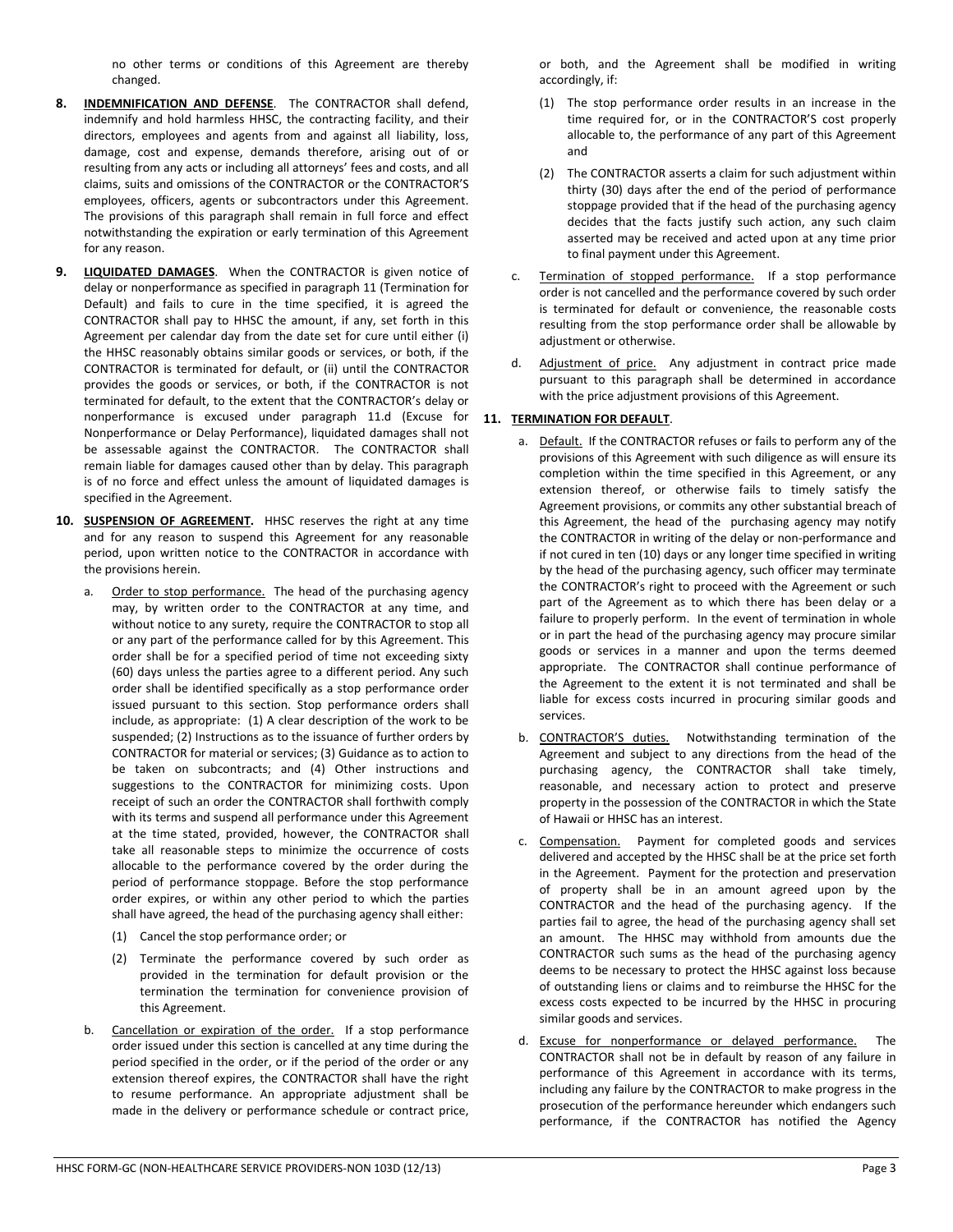no other terms or conditions of this Agreement are thereby changed.

**8. INDEMNIFICATION AND DEFENSE**. The CONTRACTOR shall defend, indemnify and hold harmless HHSC, the contracting facility, and their directors, employees and agents from and against all liability, loss, damage, cost and expense, demands therefore, arising out of or resulting from any acts or including all attorneys' fees and costs, and all claims, suits and omissions of the CONTRACTOR or the CONTRACTOR'S employees, officers, agents or subcontractors under this Agreement. The provisions of this paragraph shall remain in full force and effect notwithstanding the expiration or early termination of this Agreement for any reason.

**9. LIQUIDATED DAMAGES**. When the CONTRACTOR is given notice of delay or nonperformance as specified in paragraph 11 (Termination for Default) and fails to cure in the time specified, it is agreed the CONTRACTOR shall pay to HHSC the amount, if any, set forth in this Agreement per calendar day from the date set for cure until either (i) the HHSC reasonably obtains similar goods or services, or both, if the CONTRACTOR is terminated for default, or (ii) until the CONTRACTOR provides the goods or services, or both, if the CONTRACTOR is not terminated for default, to the extent that the CONTRACTOR's delay or nonperformance is excused under paragraph 11.d (Excuse for Nonperformance or Delay Performance), liquidated damages shall not be assessable against the CONTRACTOR. The CONTRACTOR shall remain liable for damages caused other than by delay. This paragraph is of no force and effect unless the amount of liquidated damages is specified in the Agreement.

**10. SUSPENSION OF AGREEMENT.** HHSC reserves the right at any time and for any reason to suspend this Agreement for any reasonable period, upon written notice to the CONTRACTOR in accordance with the provisions herein.

a. Order to stop performance. The head of the purchasing agency may, by written order to the CONTRACTOR at any time, and without notice to any surety, require the CONTRACTOR to stop all or any part of the performance called for by this Agreement. This order shall be for a specified period of time not exceeding sixty (60) days unless the parties agree to a different period. Any such order shall be identified specifically as a stop performance order issued pursuant to this section. Stop performance orders shall include, as appropriate: (1) A clear description of the work to be suspended; (2) Instructions as to the issuance of further orders by CONTRACTOR for material or services; (3) Guidance as to action to be taken on subcontracts; and (4) Other instructions and suggestions to the CONTRACTOR for minimizing costs. Upon receipt of such an order the CONTRACTOR shall forthwith comply with its terms and suspend all performance under this Agreement at the time stated, provided, however, the CONTRACTOR shall take all reasonable steps to minimize the occurrence of costs allocable to the performance covered by the order during the period of performance stoppage. Before the stop performance order expires, or within any other period to which the parties shall have agreed, the head of the purchasing agency shall either:

   (1) Cancel the stop performance order; or

   (2) Terminate the performance covered by such order as provided in the termination for default provision or the termination the termination for convenience provision of this Agreement.

b. Cancellation or expiration of the order. If a stop performance order issued under this section is cancelled at any time during the period specified in the order, or if the period of the order or any extension thereof expires, the CONTRACTOR shall have the right to resume performance. An appropriate adjustment shall be made in the delivery or performance schedule or contract price, or both, and the Agreement shall be modified in writing accordingly, if:

   (1) The stop performance order results in an increase in the time required for, or in the CONTRACTOR'S cost properly allocable to, the performance of any part of this Agreement and

   (2) The CONTRACTOR asserts a claim for such adjustment within thirty (30) days after the end of the period of performance stoppage provided that if the head of the purchasing agency decides that the facts justify such action, any such claim asserted may be received and acted upon at any time prior to final payment under this Agreement.

c. Termination of stopped performance. If a stop performance order is not cancelled and the performance covered by such order is terminated for default or convenience, the reasonable costs resulting from the stop performance order shall be allowable by adjustment or otherwise.

d. Adjustment of price. Any adjustment in contract price made pursuant to this paragraph shall be determined in accordance with the price adjustment provisions of this Agreement.

**11. TERMINATION FOR DEFAULT**.

a. Default. If the CONTRACTOR refuses or fails to perform any of the provisions of this Agreement with such diligence as will ensure its completion within the time specified in this Agreement, or any extension thereof, or otherwise fails to timely satisfy the Agreement provisions, or commits any other substantial breach of this Agreement, the head of the purchasing agency may notify the CONTRACTOR in writing of the delay or non-performance and if not cured in ten (10) days or any longer time specified in writing by the head of the purchasing agency, such officer may terminate the CONTRACTOR's right to proceed with the Agreement or such part of the Agreement as to which there has been delay or a failure to properly perform. In the event of termination in whole or in part the head of the purchasing agency may procure similar goods or services in a manner and upon the terms deemed appropriate. The CONTRACTOR shall continue performance of the Agreement to the extent it is not terminated and shall be liable for excess costs incurred in procuring similar goods and services.

b. CONTRACTOR'S duties. Notwithstanding termination of the Agreement and subject to any directions from the head of the purchasing agency, the CONTRACTOR shall take timely, reasonable, and necessary action to protect and preserve property in the possession of the CONTRACTOR in which the State of Hawaii or HHSC has an interest.

c. Compensation. Payment for completed goods and services delivered and accepted by the HHSC shall be at the price set forth in the Agreement. Payment for the protection and preservation of property shall be in an amount agreed upon by the CONTRACTOR and the head of the purchasing agency. If the parties fail to agree, the head of the purchasing agency shall set an amount. The HHSC may withhold from amounts due the CONTRACTOR such sums as the head of the purchasing agency deems to be necessary to protect the HHSC against loss because of outstanding liens or claims and to reimburse the HHSC for the excess costs expected to be incurred by the HHSC in procuring similar goods and services.

d. Excuse for nonperformance or delayed performance. The CONTRACTOR shall not be in default by reason of any failure in performance of this Agreement in accordance with its terms, including any failure by the CONTRACTOR to make progress in the prosecution of the performance hereunder which endangers such performance, if the CONTRACTOR has notified the Agency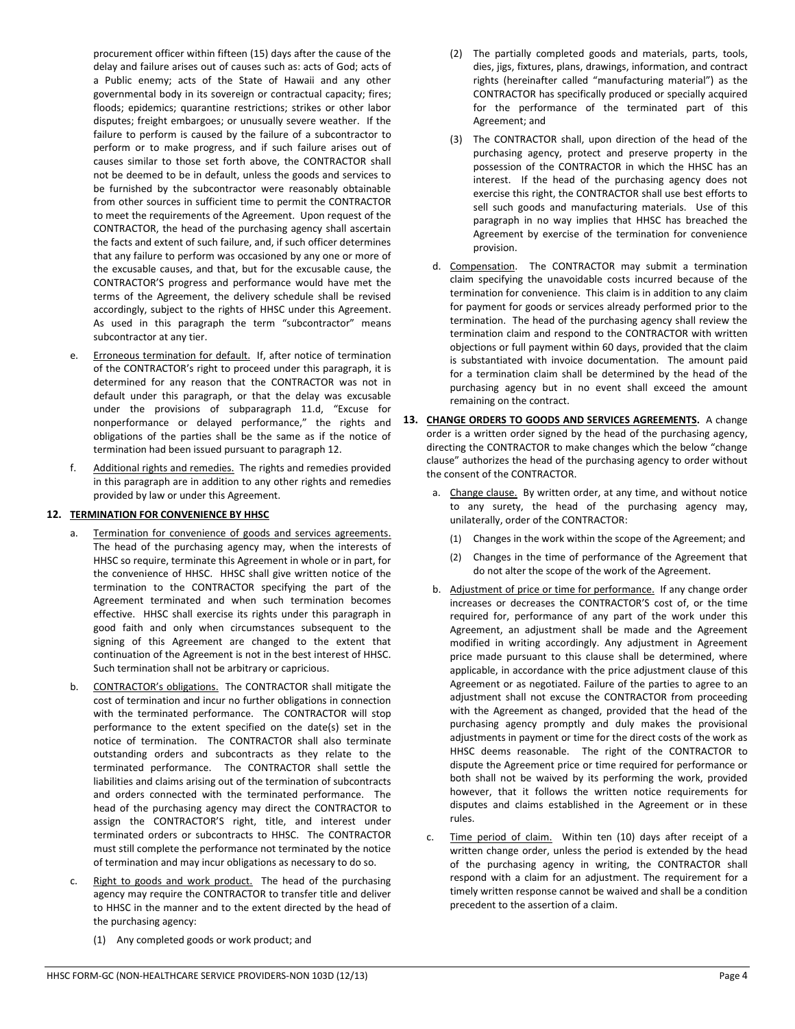procurement officer within fifteen (15) days after the cause of the delay and failure arises out of causes such as: acts of God; acts of a Public enemy; acts of the State of Hawaii and any other governmental body in its sovereign or contractual capacity; fires; floods; epidemics; quarantine restrictions; strikes or other labor disputes; freight embargoes; or unusually severe weather. If the failure to perform is caused by the failure of a subcontractor to perform or to make progress, and if such failure arises out of causes similar to those set forth above, the CONTRACTOR shall not be deemed to be in default, unless the goods and services to be furnished by the subcontractor were reasonably obtainable from other sources in sufficient time to permit the CONTRACTOR to meet the requirements of the Agreement. Upon request of the CONTRACTOR, the head of the purchasing agency shall ascertain the facts and extent of such failure, and, if such officer determines that any failure to perform was occasioned by any one or more of the excusable causes, and that, but for the excusable cause, the CONTRACTOR'S progress and performance would have met the terms of the Agreement, the delivery schedule shall be revised accordingly, subject to the rights of HHSC under this Agreement. As used in this paragraph the term "subcontractor" means subcontractor at any tier.

e. Erroneous termination for default. If, after notice of termination of the CONTRACTOR's right to proceed under this paragraph, it is determined for any reason that the CONTRACTOR was not in default under this paragraph, or that the delay was excusable under the provisions of subparagraph 11.d, "Excuse for nonperformance or delayed performance," the rights and obligations of the parties shall be the same as if the notice of termination had been issued pursuant to paragraph 12.

f. Additional rights and remedies. The rights and remedies provided in this paragraph are in addition to any other rights and remedies provided by law or under this Agreement.

**12. TERMINATION FOR CONVENIENCE BY HHSC**

a. Termination for convenience of goods and services agreements. The head of the purchasing agency may, when the interests of HHSC so require, terminate this Agreement in whole or in part, for the convenience of HHSC. HHSC shall give written notice of the termination to the CONTRACTOR specifying the part of the Agreement terminated and when such termination becomes effective. HHSC shall exercise its rights under this paragraph in good faith and only when circumstances subsequent to the signing of this Agreement are changed to the extent that continuation of the Agreement is not in the best interest of HHSC. Such termination shall not be arbitrary or capricious.

b. CONTRACTOR's obligations. The CONTRACTOR shall mitigate the cost of termination and incur no further obligations in connection with the terminated performance. The CONTRACTOR will stop performance to the extent specified on the date(s) set in the notice of termination. The CONTRACTOR shall also terminate outstanding orders and subcontracts as they relate to the terminated performance. The CONTRACTOR shall settle the liabilities and claims arising out of the termination of subcontracts and orders connected with the terminated performance. The head of the purchasing agency may direct the CONTRACTOR to assign the CONTRACTOR'S right, title, and interest under terminated orders or subcontracts to HHSC. The CONTRACTOR must still complete the performance not terminated by the notice of termination and may incur obligations as necessary to do so.

c. Right to goods and work product. The head of the purchasing agency may require the CONTRACTOR to transfer title and deliver to HHSC in the manner and to the extent directed by the head of the purchasing agency:

(1) Any completed goods or work product; and

(2) The partially completed goods and materials, parts, tools, dies, jigs, fixtures, plans, drawings, information, and contract rights (hereinafter called "manufacturing material") as the CONTRACTOR has specifically produced or specially acquired for the performance of the terminated part of this Agreement; and

(3) The CONTRACTOR shall, upon direction of the head of the purchasing agency, protect and preserve property in the possession of the CONTRACTOR in which the HHSC has an interest. If the head of the purchasing agency does not exercise this right, the CONTRACTOR shall use best efforts to sell such goods and manufacturing materials. Use of this paragraph in no way implies that HHSC has breached the Agreement by exercise of the termination for convenience provision.

d. Compensation. The CONTRACTOR may submit a termination claim specifying the unavoidable costs incurred because of the termination for convenience. This claim is in addition to any claim for payment for goods or services already performed prior to the termination. The head of the purchasing agency shall review the termination claim and respond to the CONTRACTOR with written objections or full payment within 60 days, provided that the claim is substantiated with invoice documentation. The amount paid for a termination claim shall be determined by the head of the purchasing agency but in no event shall exceed the amount remaining on the contract.

**13. CHANGE ORDERS TO GOODS AND SERVICES AGREEMENTS.** A change order is a written order signed by the head of the purchasing agency, directing the CONTRACTOR to make changes which the below "change clause" authorizes the head of the purchasing agency to order without the consent of the CONTRACTOR.

a. Change clause. By written order, at any time, and without notice to any surety, the head of the purchasing agency may, unilaterally, order of the CONTRACTOR:

(1) Changes in the work within the scope of the Agreement; and

(2) Changes in the time of performance of the Agreement that do not alter the scope of the work of the Agreement.

b. Adjustment of price or time for performance. If any change order increases or decreases the CONTRACTOR'S cost of, or the time required for, performance of any part of the work under this Agreement, an adjustment shall be made and the Agreement modified in writing accordingly. Any adjustment in Agreement price made pursuant to this clause shall be determined, where applicable, in accordance with the price adjustment clause of this Agreement or as negotiated. Failure of the parties to agree to an adjustment shall not excuse the CONTRACTOR from proceeding with the Agreement as changed, provided that the head of the purchasing agency promptly and duly makes the provisional adjustments in payment or time for the direct costs of the work as HHSC deems reasonable. The right of the CONTRACTOR to dispute the Agreement price or time required for performance or both shall not be waived by its performing the work, provided however, that it follows the written notice requirements for disputes and claims established in the Agreement or in these rules.

c. Time period of claim. Within ten (10) days after receipt of a written change order, unless the period is extended by the head of the purchasing agency in writing, the CONTRACTOR shall respond with a claim for an adjustment. The requirement for a timely written response cannot be waived and shall be a condition precedent to the assertion of a claim.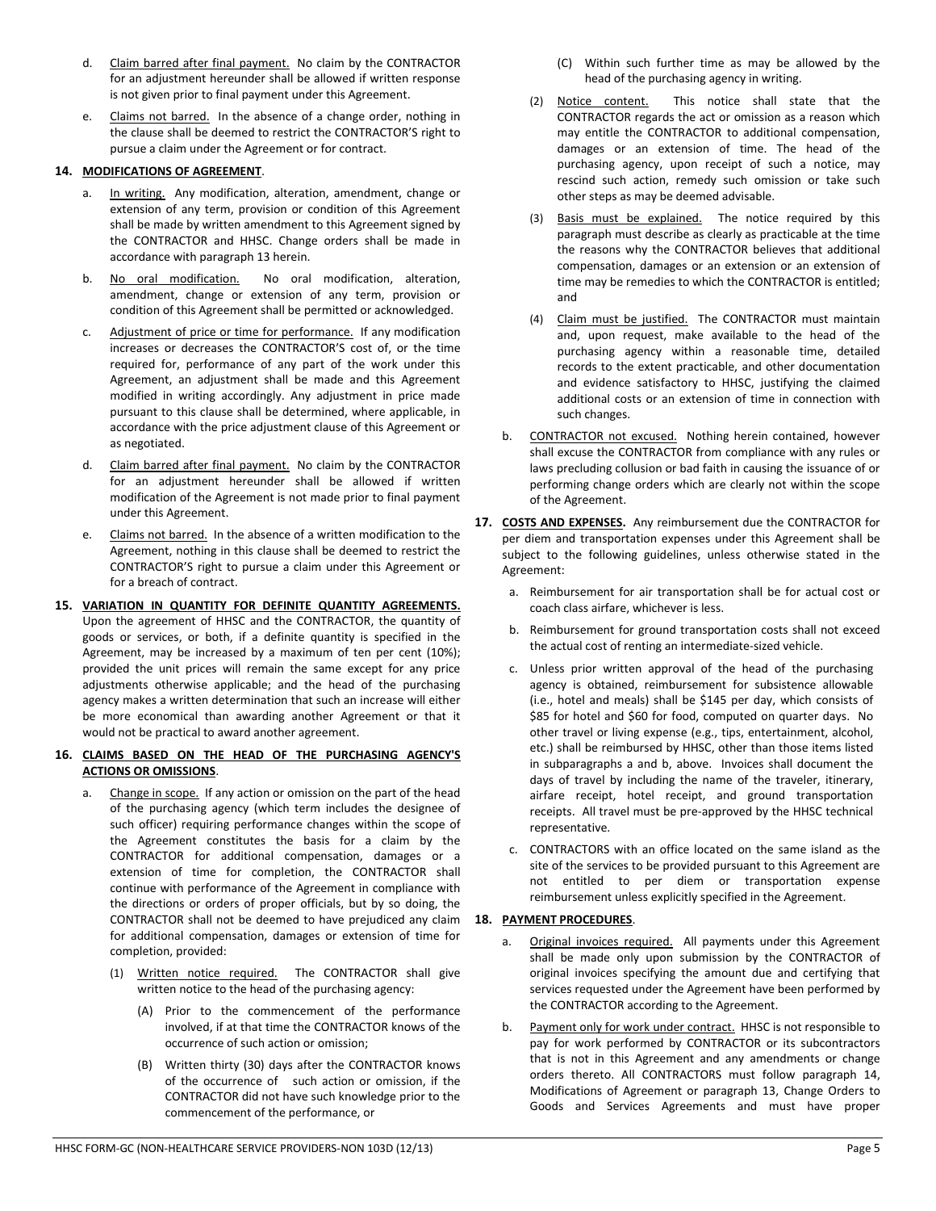d. Claim barred after final payment. No claim by the CONTRACTOR for an adjustment hereunder shall be allowed if written response is not given prior to final payment under this Agreement.

e. Claims not barred. In the absence of a change order, nothing in the clause shall be deemed to restrict the CONTRACTOR'S right to pursue a claim under the Agreement or for contract.

**14. MODIFICATIONS OF AGREEMENT**.

a. In writing. Any modification, alteration, amendment, change or extension of any term, provision or condition of this Agreement shall be made by written amendment to this Agreement signed by the CONTRACTOR and HHSC. Change orders shall be made in accordance with paragraph 13 herein.

b. No oral modification. No oral modification, alteration, amendment, change or extension of any term, provision or condition of this Agreement shall be permitted or acknowledged.

c. Adjustment of price or time for performance. If any modification increases or decreases the CONTRACTOR'S cost of, or the time required for, performance of any part of the work under this Agreement, an adjustment shall be made and this Agreement modified in writing accordingly. Any adjustment in price made pursuant to this clause shall be determined, where applicable, in accordance with the price adjustment clause of this Agreement or as negotiated.

d. Claim barred after final payment. No claim by the CONTRACTOR for an adjustment hereunder shall be allowed if written modification of the Agreement is not made prior to final payment under this Agreement.

e. Claims not barred. In the absence of a written modification to the Agreement, nothing in this clause shall be deemed to restrict the CONTRACTOR'S right to pursue a claim under this Agreement or for a breach of contract.

**15. VARIATION IN QUANTITY FOR DEFINITE QUANTITY AGREEMENTS.** Upon the agreement of HHSC and the CONTRACTOR, the quantity of goods or services, or both, if a definite quantity is specified in the Agreement, may be increased by a maximum of ten per cent (10%); provided the unit prices will remain the same except for any price adjustments otherwise applicable; and the head of the purchasing agency makes a written determination that such an increase will either be more economical than awarding another Agreement or that it would not be practical to award another agreement.

**16. CLAIMS BASED ON THE HEAD OF THE PURCHASING AGENCY'S ACTIONS OR OMISSIONS**.

a. Change in scope. If any action or omission on the part of the head of the purchasing agency (which term includes the designee of such officer) requiring performance changes within the scope of the Agreement constitutes the basis for a claim by the CONTRACTOR for additional compensation, damages or a extension of time for completion, the CONTRACTOR shall continue with performance of the Agreement in compliance with the directions or orders of proper officials, but by so doing, the CONTRACTOR shall not be deemed to have prejudiced any claim for additional compensation, damages or extension of time for completion, provided:

(1) Written notice required. The CONTRACTOR shall give written notice to the head of the purchasing agency:

(A) Prior to the commencement of the performance involved, if at that time the CONTRACTOR knows of the occurrence of such action or omission;

(B) Written thirty (30) days after the CONTRACTOR knows of the occurrence of such action or omission, if the CONTRACTOR did not have such knowledge prior to the commencement of the performance, or

(C) Within such further time as may be allowed by the head of the purchasing agency in writing.

(2) Notice content. This notice shall state that the CONTRACTOR regards the act or omission as a reason which may entitle the CONTRACTOR to additional compensation, damages or an extension of time. The head of the purchasing agency, upon receipt of such a notice, may rescind such action, remedy such omission or take such other steps as may be deemed advisable.

(3) Basis must be explained. The notice required by this paragraph must describe as clearly as practicable at the time the reasons why the CONTRACTOR believes that additional compensation, damages or an extension or an extension of time may be remedies to which the CONTRACTOR is entitled; and

(4) Claim must be justified. The CONTRACTOR must maintain and, upon request, make available to the head of the purchasing agency within a reasonable time, detailed records to the extent practicable, and other documentation and evidence satisfactory to HHSC, justifying the claimed additional costs or an extension of time in connection with such changes.

b. CONTRACTOR not excused. Nothing herein contained, however shall excuse the CONTRACTOR from compliance with any rules or laws precluding collusion or bad faith in causing the issuance of or performing change orders which are clearly not within the scope of the Agreement.

**17. COSTS AND EXPENSES.** Any reimbursement due the CONTRACTOR for per diem and transportation expenses under this Agreement shall be subject to the following guidelines, unless otherwise stated in the Agreement:

a. Reimbursement for air transportation shall be for actual cost or coach class airfare, whichever is less.

b. Reimbursement for ground transportation costs shall not exceed the actual cost of renting an intermediate-sized vehicle.

c. Unless prior written approval of the head of the purchasing agency is obtained, reimbursement for subsistence allowable (i.e., hotel and meals) shall be $145 per day, which consists of $85 for hotel and $60 for food, computed on quarter days. No other travel or living expense (e.g., tips, entertainment, alcohol, etc.) shall be reimbursed by HHSC, other than those items listed in subparagraphs a and b, above. Invoices shall document the days of travel by including the name of the traveler, itinerary, airfare receipt, hotel receipt, and ground transportation receipts. All travel must be pre-approved by the HHSC technical representative.

c. CONTRACTORS with an office located on the same island as the site of the services to be provided pursuant to this Agreement are not entitled to per diem or transportation expense reimbursement unless explicitly specified in the Agreement.

**18. PAYMENT PROCEDURES**.

a. Original invoices required. All payments under this Agreement shall be made only upon submission by the CONTRACTOR of original invoices specifying the amount due and certifying that services requested under the Agreement have been performed by the CONTRACTOR according to the Agreement.

b. Payment only for work under contract. HHSC is not responsible to pay for work performed by CONTRACTOR or its subcontractors that is not in this Agreement and any amendments or change orders thereto. All CONTRACTORS must follow paragraph 14, Modifications of Agreement or paragraph 13, Change Orders to Goods and Services Agreements and must have proper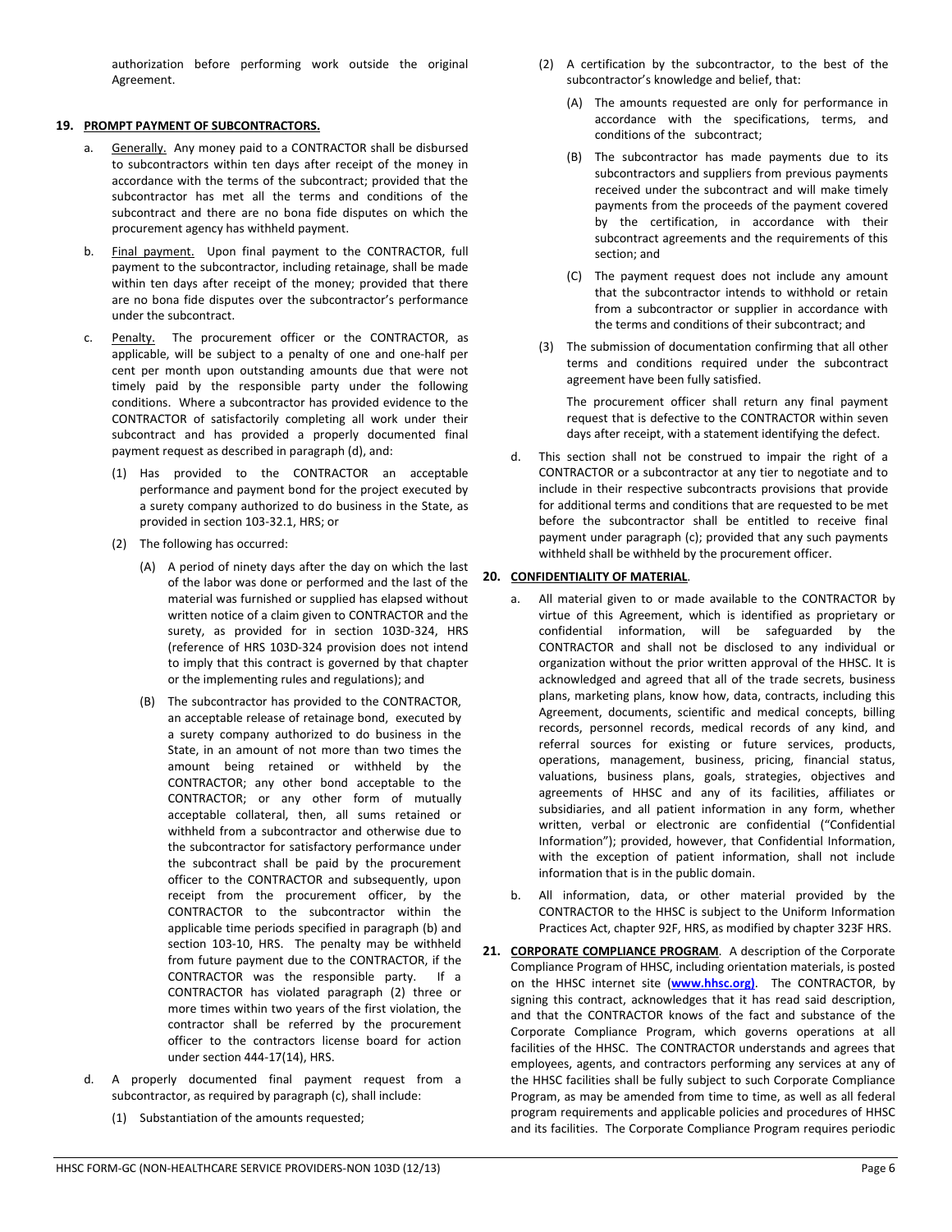authorization before performing work outside the original Agreement.

**19. PROMPT PAYMENT OF SUBCONTRACTORS.**

a. Generally. Any money paid to a CONTRACTOR shall be disbursed to subcontractors within ten days after receipt of the money in accordance with the terms of the subcontract; provided that the subcontractor has met all the terms and conditions of the subcontract and there are no bona fide disputes on which the procurement agency has withheld payment.

b. Final payment. Upon final payment to the CONTRACTOR, full payment to the subcontractor, including retainage, shall be made within ten days after receipt of the money; provided that there are no bona fide disputes over the subcontractor's performance under the subcontract.

c. Penalty. The procurement officer or the CONTRACTOR, as applicable, will be subject to a penalty of one and one-half per cent per month upon outstanding amounts due that were not timely paid by the responsible party under the following conditions. Where a subcontractor has provided evidence to the CONTRACTOR of satisfactorily completing all work under their subcontract and has provided a properly documented final payment request as described in paragraph (d), and:

(1) Has provided to the CONTRACTOR an acceptable performance and payment bond for the project executed by a surety company authorized to do business in the State, as provided in section 103-32.1, HRS; or

(2) The following has occurred:

(A) A period of ninety days after the day on which the last of the labor was done or performed and the last of the material was furnished or supplied has elapsed without written notice of a claim given to CONTRACTOR and the surety, as provided for in section 103D-324, HRS (reference of HRS 103D-324 provision does not intend to imply that this contract is governed by that chapter or the implementing rules and regulations); and

(B) The subcontractor has provided to the CONTRACTOR, an acceptable release of retainage bond, executed by a surety company authorized to do business in the State, in an amount of not more than two times the amount being retained or withheld by the CONTRACTOR; any other bond acceptable to the CONTRACTOR; or any other form of mutually acceptable collateral, then, all sums retained or withheld from a subcontractor and otherwise due to the subcontractor for satisfactory performance under the subcontract shall be paid by the procurement officer to the CONTRACTOR and subsequently, upon receipt from the procurement officer, by the CONTRACTOR to the subcontractor within the applicable time periods specified in paragraph (b) and section 103-10, HRS. The penalty may be withheld from future payment due to the CONTRACTOR, if the CONTRACTOR was the responsible party. If a CONTRACTOR has violated paragraph (2) three or more times within two years of the first violation, the contractor shall be referred by the procurement officer to the contractors license board for action under section 444-17(14), HRS.

d. A properly documented final payment request from a subcontractor, as required by paragraph (c), shall include:

(1) Substantiation of the amounts requested;

(2) A certification by the subcontractor, to the best of the subcontractor's knowledge and belief, that:

(A) The amounts requested are only for performance in accordance with the specifications, terms, and conditions of the subcontract;

(B) The subcontractor has made payments due to its subcontractors and suppliers from previous payments received under the subcontract and will make timely payments from the proceeds of the payment covered by the certification, in accordance with their subcontract agreements and the requirements of this section; and

(C) The payment request does not include any amount that the subcontractor intends to withhold or retain from a subcontractor or supplier in accordance with the terms and conditions of their subcontract; and

(3) The submission of documentation confirming that all other terms and conditions required under the subcontract agreement have been fully satisfied.

The procurement officer shall return any final payment request that is defective to the CONTRACTOR within seven days after receipt, with a statement identifying the defect.

d. This section shall not be construed to impair the right of a CONTRACTOR or a subcontractor at any tier to negotiate and to include in their respective subcontracts provisions that provide for additional terms and conditions that are requested to be met before the subcontractor shall be entitled to receive final payment under paragraph (c); provided that any such payments withheld shall be withheld by the procurement officer.

**20. CONFIDENTIALITY OF MATERIAL.**

a. All material given to or made available to the CONTRACTOR by virtue of this Agreement, which is identified as proprietary or confidential information, will be safeguarded by the CONTRACTOR and shall not be disclosed to any individual or organization without the prior written approval of the HHSC. It is acknowledged and agreed that all of the trade secrets, business plans, marketing plans, know how, data, contracts, including this Agreement, documents, scientific and medical concepts, billing records, personnel records, medical records of any kind, and referral sources for existing or future services, products, operations, management, business, pricing, financial status, valuations, business plans, goals, strategies, objectives and agreements of HHSC and any of its facilities, affiliates or subsidiaries, and all patient information in any form, whether written, verbal or electronic are confidential ("Confidential Information"); provided, however, that Confidential Information, with the exception of patient information, shall not include information that is in the public domain.

b. All information, data, or other material provided by the CONTRACTOR to the HHSC is subject to the Uniform Information Practices Act, chapter 92F, HRS, as modified by chapter 323F HRS.

**21. CORPORATE COMPLIANCE PROGRAM.** A description of the Corporate Compliance Program of HHSC, including orientation materials, is posted on the HHSC internet site (**www.hhsc.org)**. The CONTRACTOR, by signing this contract, acknowledges that it has read said description, and that the CONTRACTOR knows of the fact and substance of the Corporate Compliance Program, which governs operations at all facilities of the HHSC. The CONTRACTOR understands and agrees that employees, agents, and contractors performing any services at any of the HHSC facilities shall be fully subject to such Corporate Compliance Program, as may be amended from time to time, as well as all federal program requirements and applicable policies and procedures of HHSC and its facilities. The Corporate Compliance Program requires periodic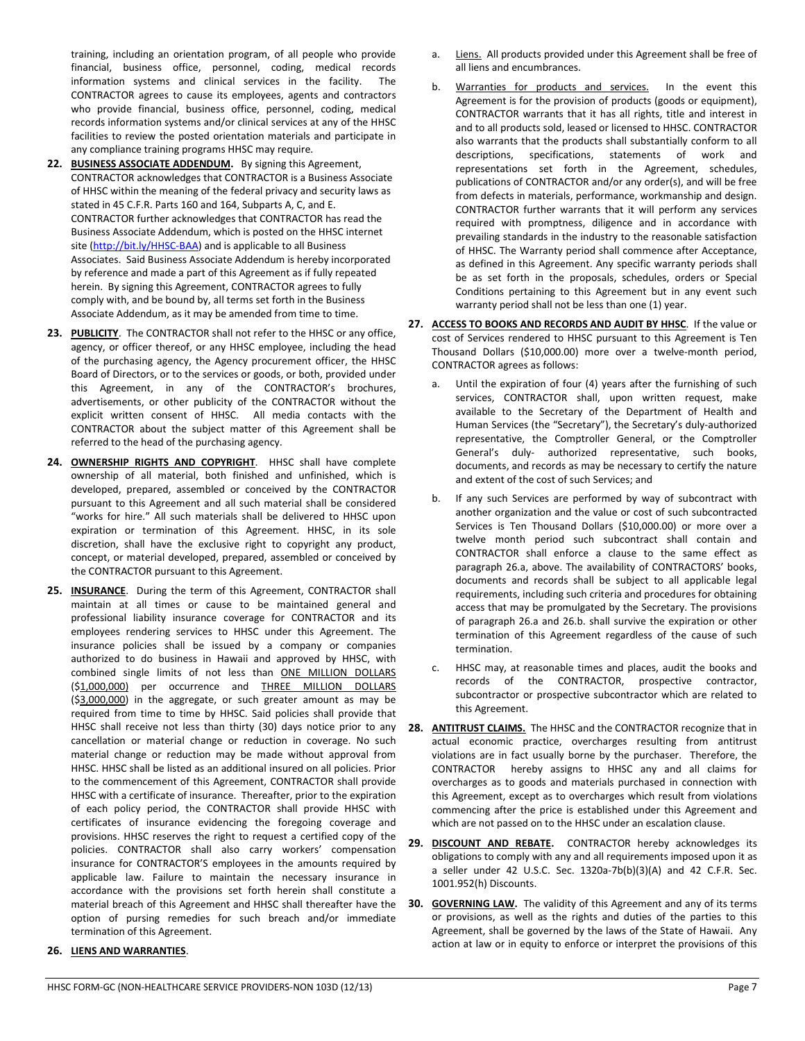training, including an orientation program, of all people who provide financial, business office, personnel, coding, medical records information systems and clinical services in the facility. The CONTRACTOR agrees to cause its employees, agents and contractors who provide financial, business office, personnel, coding, medical records information systems and/or clinical services at any of the HHSC facilities to review the posted orientation materials and participate in any compliance training programs HHSC may require.

**22. BUSINESS ASSOCIATE ADDENDUM.** By signing this Agreement, CONTRACTOR acknowledges that CONTRACTOR is a Business Associate of HHSC within the meaning of the federal privacy and security laws as stated in 45 C.F.R. Parts 160 and 164, Subparts A, C, and E. CONTRACTOR further acknowledges that CONTRACTOR has read the Business Associate Addendum, which is posted on the HHSC internet site (http://bit.ly/HHSC-BAA) and is applicable to all Business Associates. Said Business Associate Addendum is hereby incorporated by reference and made a part of this Agreement as if fully repeated herein. By signing this Agreement, CONTRACTOR agrees to fully comply with, and be bound by, all terms set forth in the Business Associate Addendum, as it may be amended from time to time.

**23. PUBLICITY**. The CONTRACTOR shall not refer to the HHSC or any office, agency, or officer thereof, or any HHSC employee, including the head of the purchasing agency, the Agency procurement officer, the HHSC Board of Directors, or to the services or goods, or both, provided under this Agreement, in any of the CONTRACTOR's brochures, advertisements, or other publicity of the CONTRACTOR without the explicit written consent of HHSC. All media contacts with the CONTRACTOR about the subject matter of this Agreement shall be referred to the head of the purchasing agency.

**24. OWNERSHIP RIGHTS AND COPYRIGHT**. HHSC shall have complete ownership of all material, both finished and unfinished, which is developed, prepared, assembled or conceived by the CONTRACTOR pursuant to this Agreement and all such material shall be considered "works for hire." All such materials shall be delivered to HHSC upon expiration or termination of this Agreement. HHSC, in its sole discretion, shall have the exclusive right to copyright any product, concept, or material developed, prepared, assembled or conceived by the CONTRACTOR pursuant to this Agreement.

**25. INSURANCE**. During the term of this Agreement, CONTRACTOR shall maintain at all times or cause to be maintained general and professional liability insurance coverage for CONTRACTOR and its employees rendering services to HHSC under this Agreement. The insurance policies shall be issued by a company or companies authorized to do business in Hawaii and approved by HHSC, with combined single limits of not less than ONE MILLION DOLLARS ($1,000,000) per occurrence and THREE MILLION DOLLARS ($3,000,000) in the aggregate, or such greater amount as may be required from time to time by HHSC. Said policies shall provide that HHSC shall receive not less than thirty (30) days notice prior to any cancellation or material change or reduction in coverage. No such material change or reduction may be made without approval from HHSC. HHSC shall be listed as an additional insured on all policies. Prior to the commencement of this Agreement, CONTRACTOR shall provide HHSC with a certificate of insurance. Thereafter, prior to the expiration of each policy period, the CONTRACTOR shall provide HHSC with certificates of insurance evidencing the foregoing coverage and provisions. HHSC reserves the right to request a certified copy of the policies. CONTRACTOR shall also carry workers' compensation insurance for CONTRACTOR'S employees in the amounts required by applicable law. Failure to maintain the necessary insurance in accordance with the provisions set forth herein shall constitute a material breach of this Agreement and HHSC shall thereafter have the option of pursing remedies for such breach and/or immediate termination of this Agreement.

**26. LIENS AND WARRANTIES**.

a. Liens. All products provided under this Agreement shall be free of all liens and encumbrances.

b. Warranties for products and services. In the event this Agreement is for the provision of products (goods or equipment), CONTRACTOR warrants that it has all rights, title and interest in and to all products sold, leased or licensed to HHSC. CONTRACTOR also warrants that the products shall substantially conform to all descriptions, specifications, statements of work and representations set forth in the Agreement, schedules, publications of CONTRACTOR and/or any order(s), and will be free from defects in materials, performance, workmanship and design. CONTRACTOR further warrants that it will perform any services required with promptness, diligence and in accordance with prevailing standards in the industry to the reasonable satisfaction of HHSC. The Warranty period shall commence after Acceptance, as defined in this Agreement. Any specific warranty periods shall be as set forth in the proposals, schedules, orders or Special Conditions pertaining to this Agreement but in any event such warranty period shall not be less than one (1) year.

**27. ACCESS TO BOOKS AND RECORDS AND AUDIT BY HHSC**. If the value or cost of Services rendered to HHSC pursuant to this Agreement is Ten Thousand Dollars ($10,000.00) more over a twelve-month period, CONTRACTOR agrees as follows:

a. Until the expiration of four (4) years after the furnishing of such services, CONTRACTOR shall, upon written request, make available to the Secretary of the Department of Health and Human Services (the "Secretary"), the Secretary's duly-authorized representative, the Comptroller General, or the Comptroller General's duly- authorized representative, such books, documents, and records as may be necessary to certify the nature and extent of the cost of such Services; and

b. If any such Services are performed by way of subcontract with another organization and the value or cost of such subcontracted Services is Ten Thousand Dollars ($10,000.00) or more over a twelve month period such subcontract shall contain and CONTRACTOR shall enforce a clause to the same effect as paragraph 26.a, above. The availability of CONTRACTORS' books, documents and records shall be subject to all applicable legal requirements, including such criteria and procedures for obtaining access that may be promulgated by the Secretary. The provisions of paragraph 26.a and 26.b. shall survive the expiration or other termination of this Agreement regardless of the cause of such termination.

c. HHSC may, at reasonable times and places, audit the books and records of the CONTRACTOR, prospective contractor, subcontractor or prospective subcontractor which are related to this Agreement.

**28. ANTITRUST CLAIMS.** The HHSC and the CONTRACTOR recognize that in actual economic practice, overcharges resulting from antitrust violations are in fact usually borne by the purchaser. Therefore, the CONTRACTOR hereby assigns to HHSC any and all claims for overcharges as to goods and materials purchased in connection with this Agreement, except as to overcharges which result from violations commencing after the price is established under this Agreement and which are not passed on to the HHSC under an escalation clause.

**29. DISCOUNT AND REBATE.** CONTRACTOR hereby acknowledges its obligations to comply with any and all requirements imposed upon it as a seller under 42 U.S.C. Sec. 1320a-7b(b)(3)(A) and 42 C.F.R. Sec. 1001.952(h) Discounts.

**30. GOVERNING LAW.** The validity of this Agreement and any of its terms or provisions, as well as the rights and duties of the parties to this Agreement, shall be governed by the laws of the State of Hawaii. Any action at law or in equity to enforce or interpret the provisions of this

HHSC FORM-GC (NON-HEALTHCARE SERVICE PROVIDERS-NON 103D (12/13)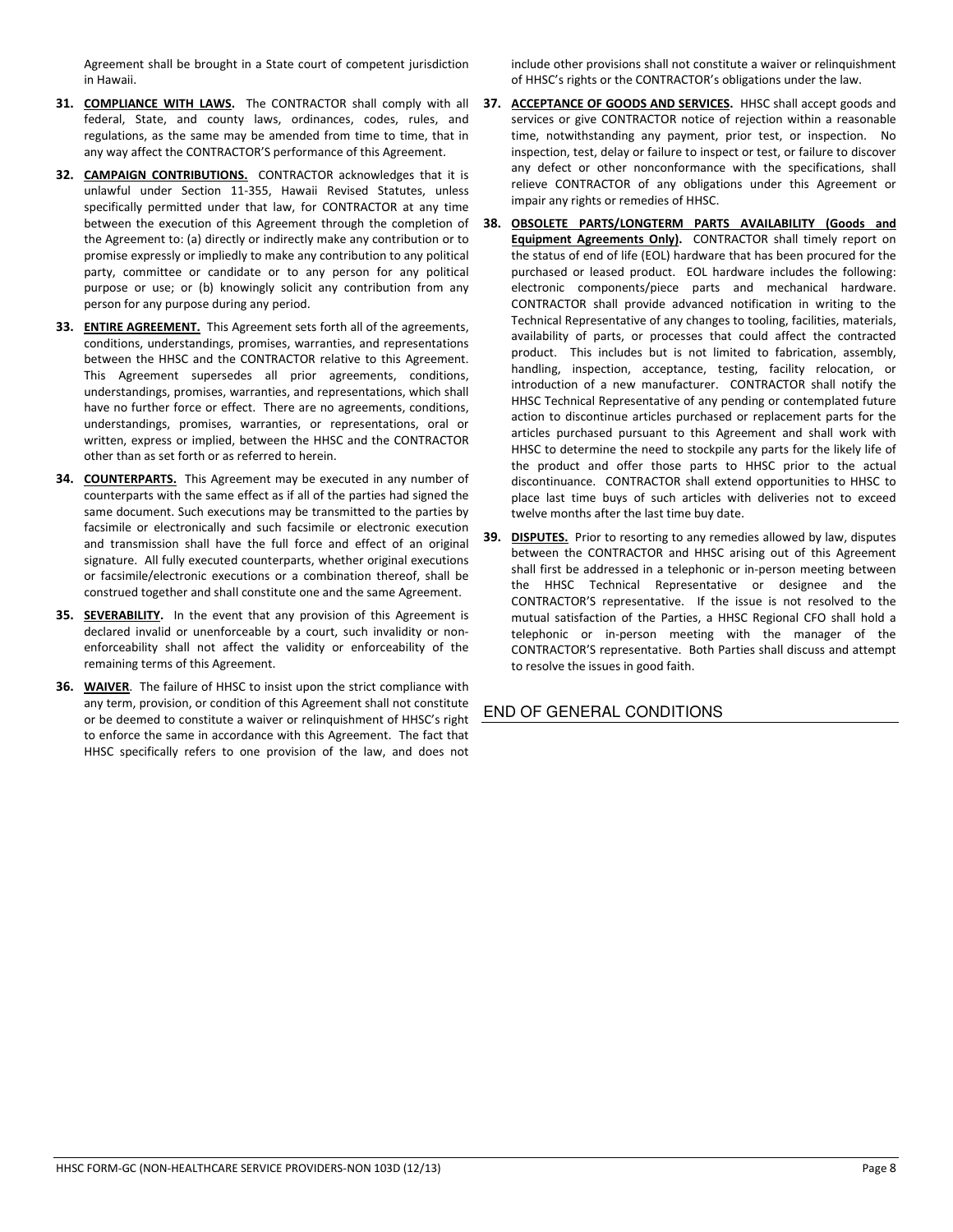Agreement shall be brought in a State court of competent jurisdiction in Hawaii.

31. **COMPLIANCE WITH LAWS.** The CONTRACTOR shall comply with all federal, State, and county laws, ordinances, codes, rules, and regulations, as the same may be amended from time to time, that in any way affect the CONTRACTOR'S performance of this Agreement.

32. **CAMPAIGN CONTRIBUTIONS.** CONTRACTOR acknowledges that it is unlawful under Section 11-355, Hawaii Revised Statutes, unless specifically permitted under that law, for CONTRACTOR at any time between the execution of this Agreement through the completion of the Agreement to: (a) directly or indirectly make any contribution or to promise expressly or impliedly to make any contribution to any political party, committee or candidate or to any person for any political purpose or use; or (b) knowingly solicit any contribution from any person for any purpose during any period.

33. **ENTIRE AGREEMENT.** This Agreement sets forth all of the agreements, conditions, understandings, promises, warranties, and representations between the HHSC and the CONTRACTOR relative to this Agreement. This Agreement supersedes all prior agreements, conditions, understandings, promises, warranties, and representations, which shall have no further force or effect. There are no agreements, conditions, understandings, promises, warranties, or representations, oral or written, express or implied, between the HHSC and the CONTRACTOR other than as set forth or as referred to herein.

34. **COUNTERPARTS.** This Agreement may be executed in any number of counterparts with the same effect as if all of the parties had signed the same document. Such executions may be transmitted to the parties by facsimile or electronically and such facsimile or electronic execution and transmission shall have the full force and effect of an original signature. All fully executed counterparts, whether original executions or facsimile/electronic executions or a combination thereof, shall be construed together and shall constitute one and the same Agreement.

35. **SEVERABILITY.** In the event that any provision of this Agreement is declared invalid or unenforceable by a court, such invalidity or non-enforceability shall not affect the validity or enforceability of the remaining terms of this Agreement.

36. **WAIVER**. The failure of HHSC to insist upon the strict compliance with any term, provision, or condition of this Agreement shall not constitute or be deemed to constitute a waiver or relinquishment of HHSC's right to enforce the same in accordance with this Agreement. The fact that HHSC specifically refers to one provision of the law, and does not include other provisions shall not constitute a waiver or relinquishment of HHSC's rights or the CONTRACTOR's obligations under the law.

37. **ACCEPTANCE OF GOODS AND SERVICES.** HHSC shall accept goods and services or give CONTRACTOR notice of rejection within a reasonable time, notwithstanding any payment, prior test, or inspection. No inspection, test, delay or failure to inspect or test, or failure to discover any defect or other nonconformance with the specifications, shall relieve CONTRACTOR of any obligations under this Agreement or impair any rights or remedies of HHSC.

38. **OBSOLETE PARTS/LONGTERM PARTS AVAILABILITY (Goods and Equipment Agreements Only).** CONTRACTOR shall timely report on the status of end of life (EOL) hardware that has been procured for the purchased or leased product. EOL hardware includes the following: electronic components/piece parts and mechanical hardware. CONTRACTOR shall provide advanced notification in writing to the Technical Representative of any changes to tooling, facilities, materials, availability of parts, or processes that could affect the contracted product. This includes but is not limited to fabrication, assembly, handling, inspection, acceptance, testing, facility relocation, or introduction of a new manufacturer. CONTRACTOR shall notify the HHSC Technical Representative of any pending or contemplated future action to discontinue articles purchased or replacement parts for the articles purchased pursuant to this Agreement and shall work with HHSC to determine the need to stockpile any parts for the likely life of the product and offer those parts to HHSC prior to the actual discontinuance. CONTRACTOR shall extend opportunities to HHSC to place last time buys of such articles with deliveries not to exceed twelve months after the last time buy date.

39. **DISPUTES.** Prior to resorting to any remedies allowed by law, disputes between the CONTRACTOR and HHSC arising out of this Agreement shall first be addressed in a telephonic or in-person meeting between the HHSC Technical Representative or designee and the CONTRACTOR'S representative. If the issue is not resolved to the mutual satisfaction of the Parties, a HHSC Regional CFO shall hold a telephonic or in-person meeting with the manager of the CONTRACTOR'S representative. Both Parties shall discuss and attempt to resolve the issues in good faith.

## END OF GENERAL CONDITIONS